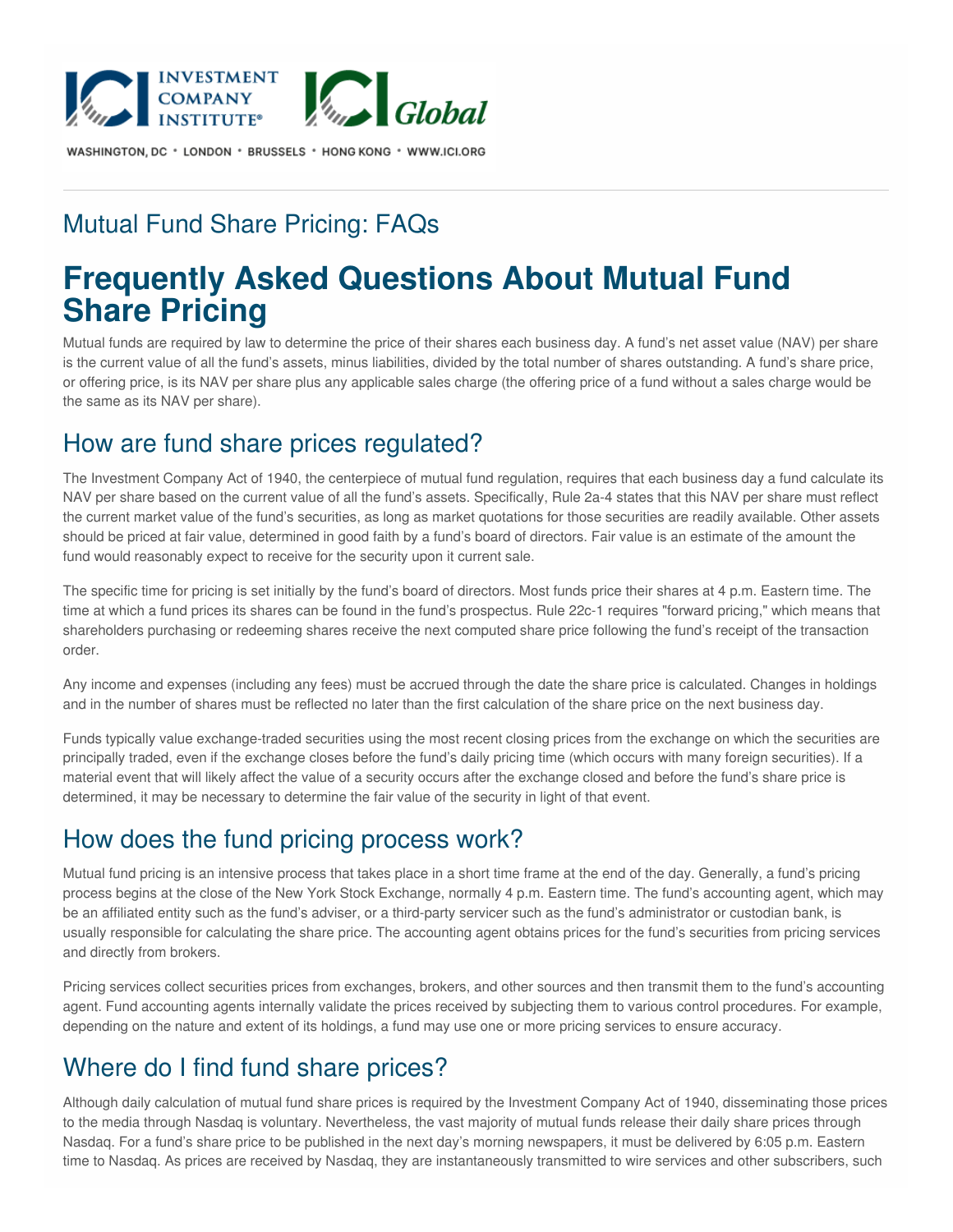INVESTMENT COMPANY INSTITUTE® ICI Global

WASHINGTON, DC • LONDON • BRUSSELS • HONG KONG • WWW.ICI.ORG

## Mutual Fund Share Pricing: FAQs

# Frequently Asked Questions About Mutual Fund Share Pricing

Mutual funds are required by law to determine the price of their shares each business day. A fund's net asset value (NAV) per share is the current value of all the fund's assets, minus liabilities, divided by the total number of shares outstanding. A fund's share price, or offering price, is its NAV per share plus any applicable sales charge (the offering price of a fund without a sales charge would be the same as its NAV per share).

## How are fund share prices regulated?

The Investment Company Act of 1940, the centerpiece of mutual fund regulation, requires that each business day a fund calculate its NAV per share based on the current value of all the fund's assets. Specifically, Rule 2a-4 states that this NAV per share must reflect the current market value of the fund's securities, as long as market quotations for those securities are readily available. Other assets should be priced at fair value, determined in good faith by a fund's board of directors. Fair value is an estimate of the amount the fund would reasonably expect to receive for the security upon it current sale.

The specific time for pricing is set initially by the fund's board of directors. Most funds price their shares at 4 p.m. Eastern time. The time at which a fund prices its shares can be found in the fund's prospectus. Rule 22c-1 requires "forward pricing," which means that shareholders purchasing or redeeming shares receive the next computed share price following the fund's receipt of the transaction order.

Any income and expenses (including any fees) must be accrued through the date the share price is calculated. Changes in holdings and in the number of shares must be reflected no later than the first calculation of the share price on the next business day.

Funds typically value exchange-traded securities using the most recent closing prices from the exchange on which the securities are principally traded, even if the exchange closes before the fund's daily pricing time (which occurs with many foreign securities). If a material event that will likely affect the value of a security occurs after the exchange closed and before the fund's share price is determined, it may be necessary to determine the fair value of the security in light of that event.

## How does the fund pricing process work?

Mutual fund pricing is an intensive process that takes place in a short time frame at the end of the day. Generally, a fund's pricing process begins at the close of the New York Stock Exchange, normally 4 p.m. Eastern time. The fund's accounting agent, which may be an affiliated entity such as the fund's adviser, or a third-party servicer such as the fund's administrator or custodian bank, is usually responsible for calculating the share price. The accounting agent obtains prices for the fund's securities from pricing services and directly from brokers.

Pricing services collect securities prices from exchanges, brokers, and other sources and then transmit them to the fund's accounting agent. Fund accounting agents internally validate the prices received by subjecting them to various control procedures. For example, depending on the nature and extent of its holdings, a fund may use one or more pricing services to ensure accuracy.

## Where do I find fund share prices?

Although daily calculation of mutual fund share prices is required by the Investment Company Act of 1940, disseminating those prices to the media through Nasdaq is voluntary. Nevertheless, the vast majority of mutual funds release their daily share prices through Nasdaq. For a fund's share price to be published in the next day's morning newspapers, it must be delivered by 6:05 p.m. Eastern time to Nasdaq. As prices are received by Nasdaq, they are instantaneously transmitted to wire services and other subscribers, such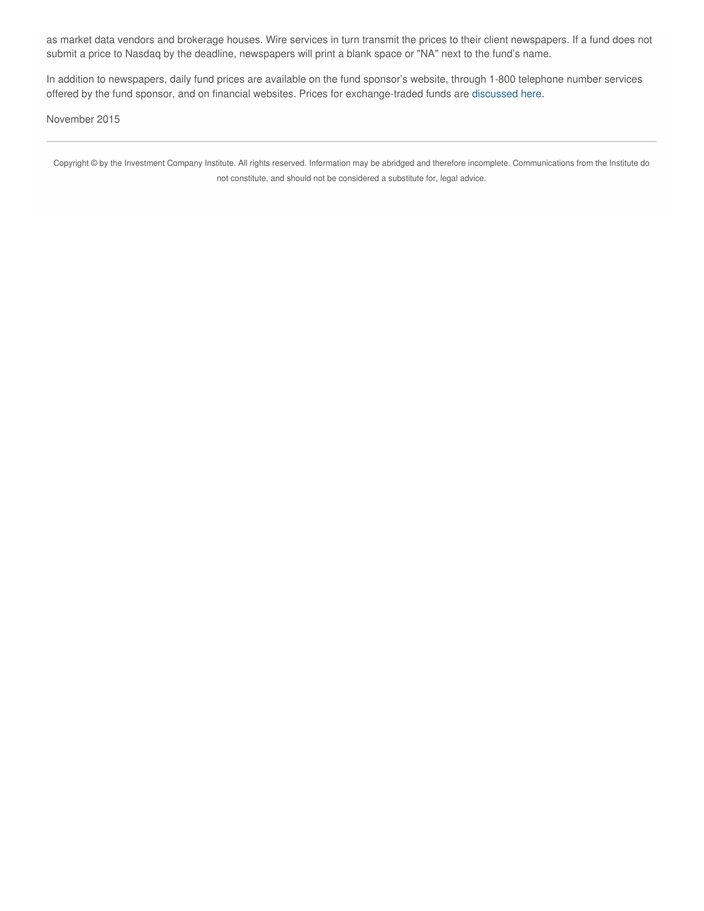as market data vendors and brokerage houses. Wire services in turn transmit the prices to their client newspapers. If a fund does not submit a price to Nasdaq by the deadline, newspapers will print a blank space or "NA" next to the fund's name.

In addition to newspapers, daily fund prices are available on the fund sponsor's website, through 1-800 telephone number services offered by the fund sponsor, and on financial websites. Prices for exchange-traded funds are discussed here.

November 2015

---

Copyright © by the Investment Company Institute. All rights reserved. Information may be abridged and therefore incomplete. Communications from the Institute do not constitute, and should not be considered a substitute for, legal advice.